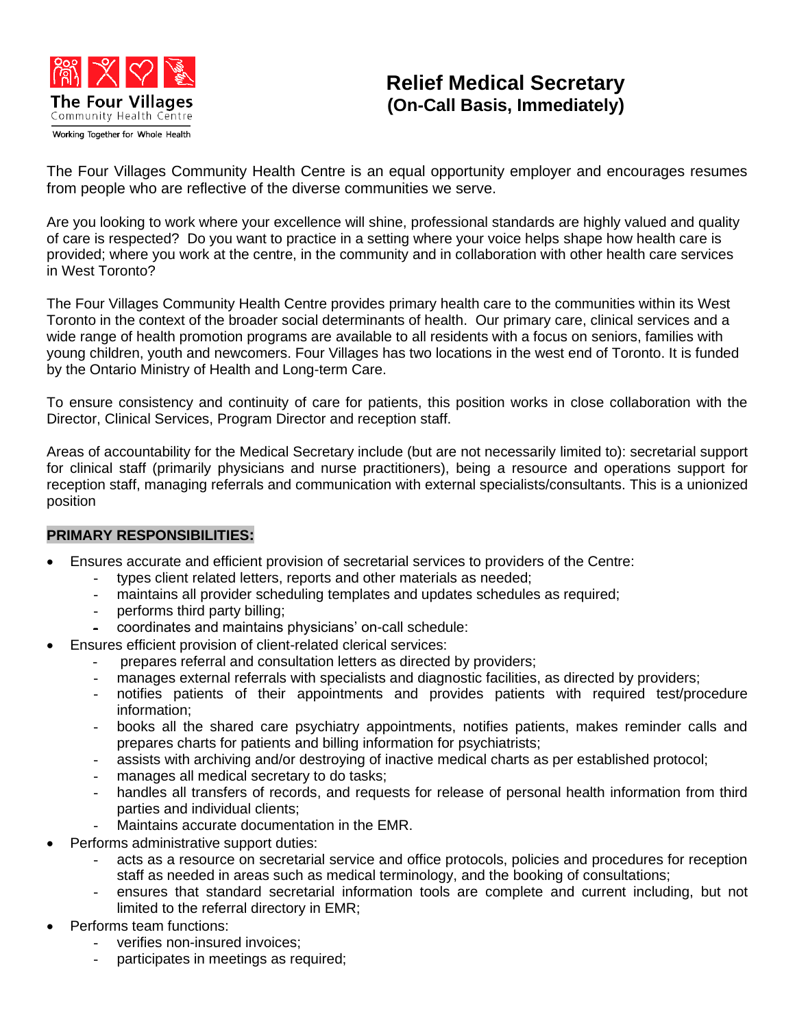The Four Villages Community Health Centre

Working Together for Whole Health

# Relief Medical Secretary
## (On-Call Basis, Immediately)

The Four Villages Community Health Centre is an equal opportunity employer and encourages resumes from people who are reflective of the diverse communities we serve.

Are you looking to work where your excellence will shine, professional standards are highly valued and quality of care is respected? Do you want to practice in a setting where your voice helps shape how health care is provided; where you work at the centre, in the community and in collaboration with other health care services in West Toronto?

The Four Villages Community Health Centre provides primary health care to the communities within its West Toronto in the context of the broader social determinants of health. Our primary care, clinical services and a wide range of health promotion programs are available to all residents with a focus on seniors, families with young children, youth and newcomers. Four Villages has two locations in the west end of Toronto. It is funded by the Ontario Ministry of Health and Long-term Care.

To ensure consistency and continuity of care for patients, this position works in close collaboration with the Director, Clinical Services, Program Director and reception staff.

Areas of accountability for the Medical Secretary include (but are not necessarily limited to): secretarial support for clinical staff (primarily physicians and nurse practitioners), being a resource and operations support for reception staff, managing referrals and communication with external specialists/consultants. This is a unionized position

**PRIMARY RESPONSIBILITIES:**

- Ensures accurate and efficient provision of secretarial services to providers of the Centre:
  - types client related letters, reports and other materials as needed;
  - maintains all provider scheduling templates and updates schedules as required;
  - performs third party billing;
  - coordinates and maintains physicians' on-call schedule:
- Ensures efficient provision of client-related clerical services:
  - prepares referral and consultation letters as directed by providers;
  - manages external referrals with specialists and diagnostic facilities, as directed by providers;
  - notifies patients of their appointments and provides patients with required test/procedure information;
  - books all the shared care psychiatry appointments, notifies patients, makes reminder calls and prepares charts for patients and billing information for psychiatrists;
  - assists with archiving and/or destroying of inactive medical charts as per established protocol;
  - manages all medical secretary to do tasks;
  - handles all transfers of records, and requests for release of personal health information from third parties and individual clients;
  - Maintains accurate documentation in the EMR.
- Performs administrative support duties:
  - acts as a resource on secretarial service and office protocols, policies and procedures for reception staff as needed in areas such as medical terminology, and the booking of consultations;
  - ensures that standard secretarial information tools are complete and current including, but not limited to the referral directory in EMR;
- Performs team functions:
  - verifies non-insured invoices;
  - participates in meetings as required;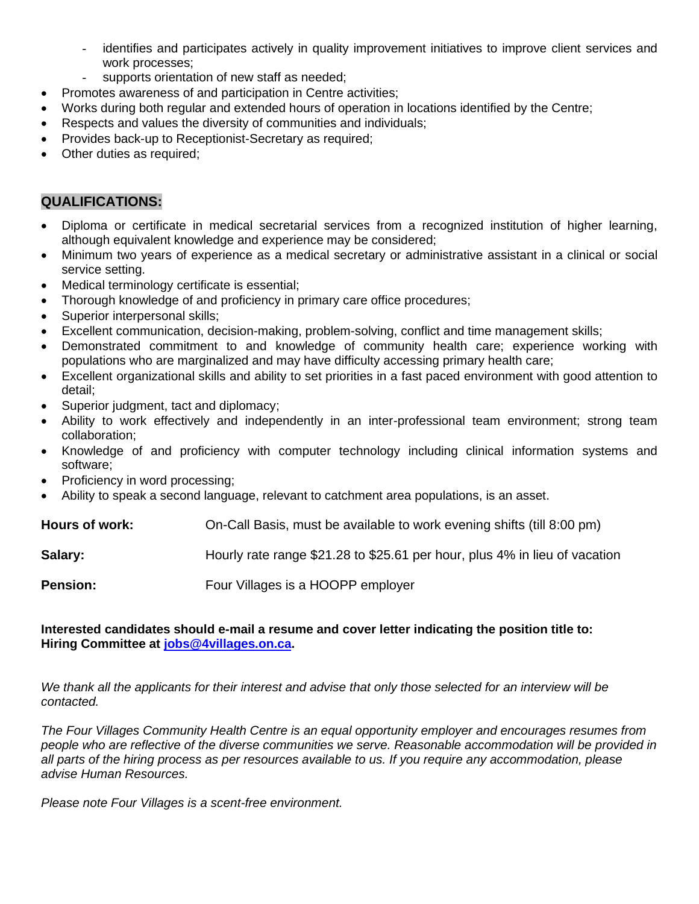- identifies and participates actively in quality improvement initiatives to improve client services and work processes;
  - supports orientation of new staff as needed;
- Promotes awareness of and participation in Centre activities;
- Works during both regular and extended hours of operation in locations identified by the Centre;
- Respects and values the diversity of communities and individuals;
- Provides back-up to Receptionist-Secretary as required;
- Other duties as required;

## QUALIFICATIONS:

- Diploma or certificate in medical secretarial services from a recognized institution of higher learning, although equivalent knowledge and experience may be considered;
- Minimum two years of experience as a medical secretary or administrative assistant in a clinical or social service setting.
- Medical terminology certificate is essential;
- Thorough knowledge of and proficiency in primary care office procedures;
- Superior interpersonal skills;
- Excellent communication, decision-making, problem-solving, conflict and time management skills;
- Demonstrated commitment to and knowledge of community health care; experience working with populations who are marginalized and may have difficulty accessing primary health care;
- Excellent organizational skills and ability to set priorities in a fast paced environment with good attention to detail;
- Superior judgment, tact and diplomacy;
- Ability to work effectively and independently in an inter-professional team environment; strong team collaboration;
- Knowledge of and proficiency with computer technology including clinical information systems and software;
- Proficiency in word processing;
- Ability to speak a second language, relevant to catchment area populations, is an asset.

**Hours of work:** On-Call Basis, must be available to work evening shifts (till 8:00 pm)

**Salary:** Hourly rate range $21.28 to $25.61 per hour, plus 4% in lieu of vacation

**Pension:** Four Villages is a HOOPP employer

**Interested candidates should e-mail a resume and cover letter indicating the position title to: Hiring Committee at jobs@4villages.on.ca.**

*We thank all the applicants for their interest and advise that only those selected for an interview will be contacted.*

*The Four Villages Community Health Centre is an equal opportunity employer and encourages resumes from people who are reflective of the diverse communities we serve. Reasonable accommodation will be provided in all parts of the hiring process as per resources available to us. If you require any accommodation, please advise Human Resources.*

*Please note Four Villages is a scent-free environment.*